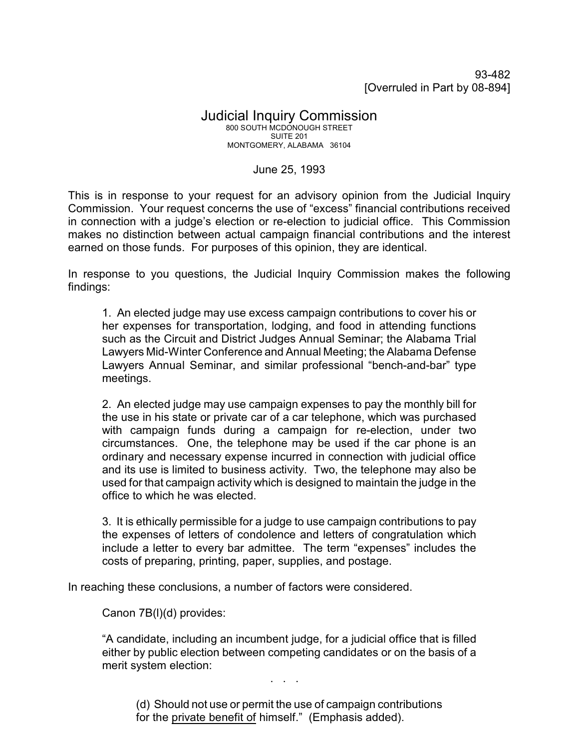93-482
[Overruled in Part by 08-894]

# Judicial Inquiry Commission

800 SOUTH MCDONOUGH STREET
SUITE 201
MONTGOMERY, ALABAMA 36104

June 25, 1993

This is in response to your request for an advisory opinion from the Judicial Inquiry Commission. Your request concerns the use of "excess" financial contributions received in connection with a judge's election or re-election to judicial office. This Commission makes no distinction between actual campaign financial contributions and the interest earned on those funds. For purposes of this opinion, they are identical.

In response to you questions, the Judicial Inquiry Commission makes the following findings:

> 1. An elected judge may use excess campaign contributions to cover his or her expenses for transportation, lodging, and food in attending functions such as the Circuit and District Judges Annual Seminar; the Alabama Trial Lawyers Mid-Winter Conference and Annual Meeting; the Alabama Defense Lawyers Annual Seminar, and similar professional "bench-and-bar" type meetings.
>
> 2. An elected judge may use campaign expenses to pay the monthly bill for the use in his state or private car of a car telephone, which was purchased with campaign funds during a campaign for re-election, under two circumstances. One, the telephone may be used if the car phone is an ordinary and necessary expense incurred in connection with judicial office and its use is limited to business activity. Two, the telephone may also be used for that campaign activity which is designed to maintain the judge in the office to which he was elected.
>
> 3. It is ethically permissible for a judge to use campaign contributions to pay the expenses of letters of condolence and letters of congratulation which include a letter to every bar admittee. The term "expenses" includes the costs of preparing, printing, paper, supplies, and postage.

In reaching these conclusions, a number of factors were considered.

> Canon 7B(l)(d) provides:
>
> "A candidate, including an incumbent judge, for a judicial office that is filled either by public election between competing candidates or on the basis of a merit system election:
>
> . . .
>
> > (d) Should not use or permit the use of campaign contributions for the <u>private benefit of</u> himself." (Emphasis added).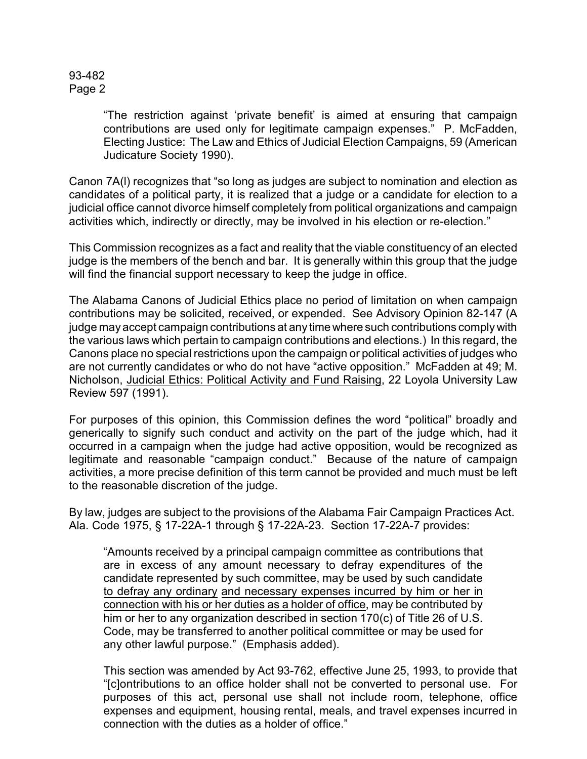> "The restriction against 'private benefit' is aimed at ensuring that campaign contributions are used only for legitimate campaign expenses." P. McFadden, Electing Justice: The Law and Ethics of Judicial Election Campaigns, 59 (American Judicature Society 1990).

Canon 7A(l) recognizes that "so long as judges are subject to nomination and election as candidates of a political party, it is realized that a judge or a candidate for election to a judicial office cannot divorce himself completely from political organizations and campaign activities which, indirectly or directly, may be involved in his election or re-election."

This Commission recognizes as a fact and reality that the viable constituency of an elected judge is the members of the bench and bar. It is generally within this group that the judge will find the financial support necessary to keep the judge in office.

The Alabama Canons of Judicial Ethics place no period of limitation on when campaign contributions may be solicited, received, or expended. See Advisory Opinion 82-147 (A judge may accept campaign contributions at any time where such contributions comply with the various laws which pertain to campaign contributions and elections.) In this regard, the Canons place no special restrictions upon the campaign or political activities of judges who are not currently candidates or who do not have "active opposition." McFadden at 49; M. Nicholson, Judicial Ethics: Political Activity and Fund Raising, 22 Loyola University Law Review 597 (1991).

For purposes of this opinion, this Commission defines the word "political" broadly and generically to signify such conduct and activity on the part of the judge which, had it occurred in a campaign when the judge had active opposition, would be recognized as legitimate and reasonable "campaign conduct." Because of the nature of campaign activities, a more precise definition of this term cannot be provided and much must be left to the reasonable discretion of the judge.

By law, judges are subject to the provisions of the Alabama Fair Campaign Practices Act. Ala. Code 1975, § 17-22A-1 through § 17-22A-23. Section 17-22A-7 provides:

> "Amounts received by a principal campaign committee as contributions that are in excess of any amount necessary to defray expenditures of the candidate represented by such committee, may be used by such candidate to defray any ordinary and necessary expenses incurred by him or her in connection with his or her duties as a holder of office, may be contributed by him or her to any organization described in section 170(c) of Title 26 of U.S. Code, may be transferred to another political committee or may be used for any other lawful purpose." (Emphasis added).
>
> This section was amended by Act 93-762, effective June 25, 1993, to provide that "[c]ontributions to an office holder shall not be converted to personal use. For purposes of this act, personal use shall not include room, telephone, office expenses and equipment, housing rental, meals, and travel expenses incurred in connection with the duties as a holder of office."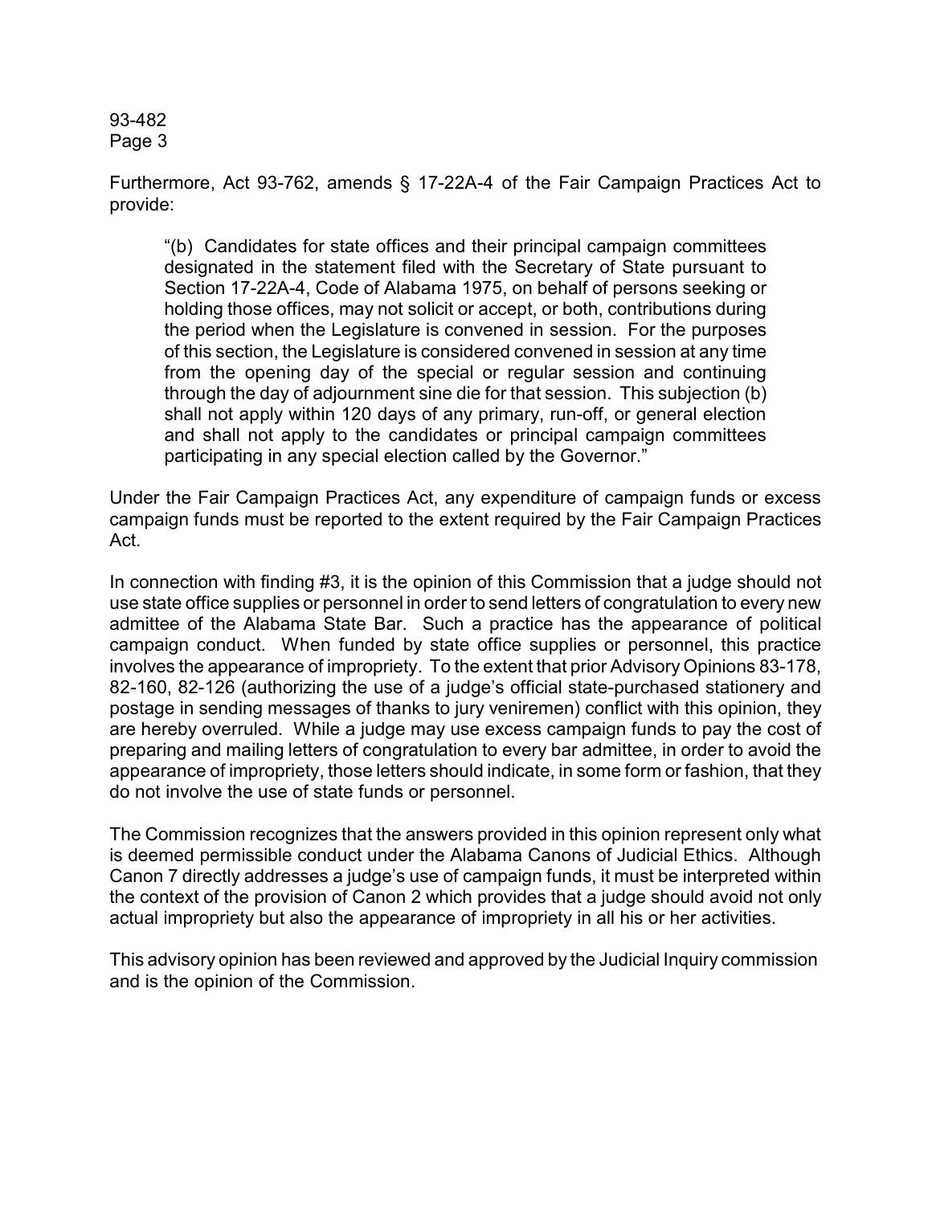Furthermore, Act 93-762, amends § 17-22A-4 of the Fair Campaign Practices Act to provide:

> "(b) Candidates for state offices and their principal campaign committees designated in the statement filed with the Secretary of State pursuant to Section 17-22A-4, Code of Alabama 1975, on behalf of persons seeking or holding those offices, may not solicit or accept, or both, contributions during the period when the Legislature is convened in session. For the purposes of this section, the Legislature is considered convened in session at any time from the opening day of the special or regular session and continuing through the day of adjournment sine die for that session. This subjection (b) shall not apply within 120 days of any primary, run-off, or general election and shall not apply to the candidates or principal campaign committees participating in any special election called by the Governor."

Under the Fair Campaign Practices Act, any expenditure of campaign funds or excess campaign funds must be reported to the extent required by the Fair Campaign Practices Act.

In connection with finding #3, it is the opinion of this Commission that a judge should not use state office supplies or personnel in order to send letters of congratulation to every new admittee of the Alabama State Bar. Such a practice has the appearance of political campaign conduct. When funded by state office supplies or personnel, this practice involves the appearance of impropriety. To the extent that prior Advisory Opinions 83-178, 82-160, 82-126 (authorizing the use of a judge's official state-purchased stationery and postage in sending messages of thanks to jury veniremen) conflict with this opinion, they are hereby overruled. While a judge may use excess campaign funds to pay the cost of preparing and mailing letters of congratulation to every bar admittee, in order to avoid the appearance of impropriety, those letters should indicate, in some form or fashion, that they do not involve the use of state funds or personnel.

The Commission recognizes that the answers provided in this opinion represent only what is deemed permissible conduct under the Alabama Canons of Judicial Ethics. Although Canon 7 directly addresses a judge's use of campaign funds, it must be interpreted within the context of the provision of Canon 2 which provides that a judge should avoid not only actual impropriety but also the appearance of impropriety in all his or her activities.

This advisory opinion has been reviewed and approved by the Judicial Inquiry commission and is the opinion of the Commission.